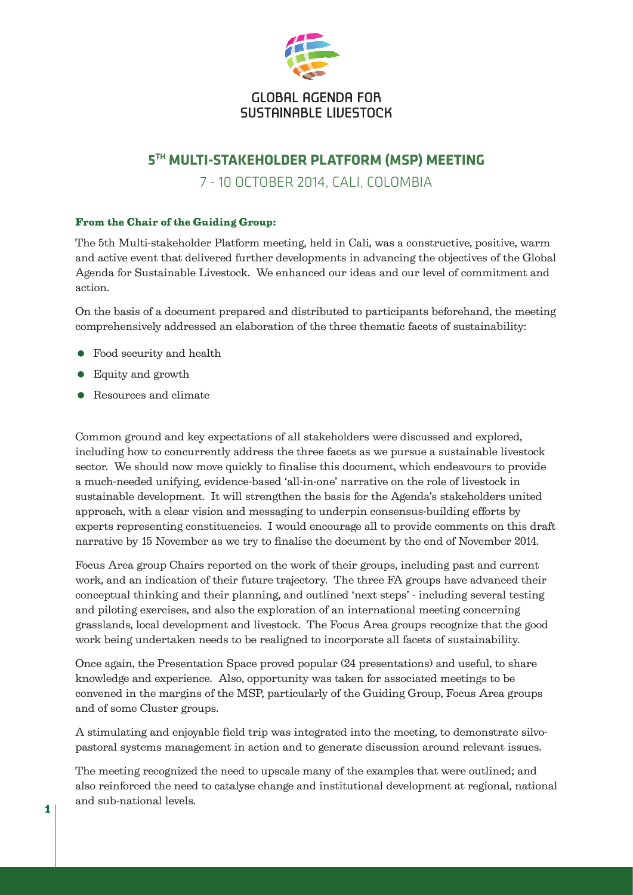GLOBAL AGENDA FOR SUSTAINABLE LIVESTOCK

# 5TH MULTI-STAKEHOLDER PLATFORM (MSP) MEETING

## 7 - 10 OCTOBER 2014, CALI, COLOMBIA

**From the Chair of the Guiding Group:**

The 5th Multi-stakeholder Platform meeting, held in Cali, was a constructive, positive, warm and active event that delivered further developments in advancing the objectives of the Global Agenda for Sustainable Livestock. We enhanced our ideas and our level of commitment and action.

On the basis of a document prepared and distributed to participants beforehand, the meeting comprehensively addressed an elaboration of the three thematic facets of sustainability:

- Food security and health
- Equity and growth
- Resources and climate

Common ground and key expectations of all stakeholders were discussed and explored, including how to concurrently address the three facets as we pursue a sustainable livestock sector. We should now move quickly to finalise this document, which endeavours to provide a much-needed unifying, evidence-based 'all-in-one' narrative on the role of livestock in sustainable development. It will strengthen the basis for the Agenda's stakeholders united approach, with a clear vision and messaging to underpin consensus-building efforts by experts representing constituencies. I would encourage all to provide comments on this draft narrative by 15 November as we try to finalise the document by the end of November 2014.

Focus Area group Chairs reported on the work of their groups, including past and current work, and an indication of their future trajectory. The three FA groups have advanced their conceptual thinking and their planning, and outlined 'next steps' - including several testing and piloting exercises, and also the exploration of an international meeting concerning grasslands, local development and livestock. The Focus Area groups recognize that the good work being undertaken needs to be realigned to incorporate all facets of sustainability.

Once again, the Presentation Space proved popular (24 presentations) and useful, to share knowledge and experience. Also, opportunity was taken for associated meetings to be convened in the margins of the MSP, particularly of the Guiding Group, Focus Area groups and of some Cluster groups.

A stimulating and enjoyable field trip was integrated into the meeting, to demonstrate silvo-pastoral systems management in action and to generate discussion around relevant issues.

The meeting recognized the need to upscale many of the examples that were outlined; and also reinforced the need to catalyse change and institutional development at regional, national and sub-national levels.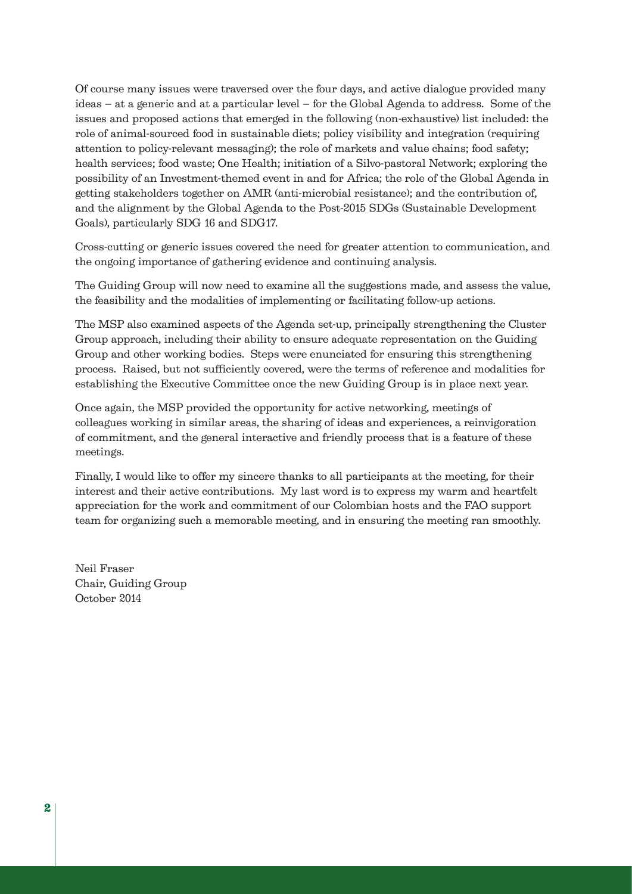Of course many issues were traversed over the four days, and active dialogue provided many ideas – at a generic and at a particular level – for the Global Agenda to address. Some of the issues and proposed actions that emerged in the following (non-exhaustive) list included: the role of animal-sourced food in sustainable diets; policy visibility and integration (requiring attention to policy-relevant messaging); the role of markets and value chains; food safety; health services; food waste; One Health; initiation of a Silvo-pastoral Network; exploring the possibility of an Investment-themed event in and for Africa; the role of the Global Agenda in getting stakeholders together on AMR (anti-microbial resistance); and the contribution of, and the alignment by the Global Agenda to the Post-2015 SDGs (Sustainable Development Goals), particularly SDG 16 and SDG17.

Cross-cutting or generic issues covered the need for greater attention to communication, and the ongoing importance of gathering evidence and continuing analysis.

The Guiding Group will now need to examine all the suggestions made, and assess the value, the feasibility and the modalities of implementing or facilitating follow-up actions.

The MSP also examined aspects of the Agenda set-up, principally strengthening the Cluster Group approach, including their ability to ensure adequate representation on the Guiding Group and other working bodies. Steps were enunciated for ensuring this strengthening process. Raised, but not sufficiently covered, were the terms of reference and modalities for establishing the Executive Committee once the new Guiding Group is in place next year.

Once again, the MSP provided the opportunity for active networking, meetings of colleagues working in similar areas, the sharing of ideas and experiences, a reinvigoration of commitment, and the general interactive and friendly process that is a feature of these meetings.

Finally, I would like to offer my sincere thanks to all participants at the meeting, for their interest and their active contributions. My last word is to express my warm and heartfelt appreciation for the work and commitment of our Colombian hosts and the FAO support team for organizing such a memorable meeting, and in ensuring the meeting ran smoothly.

Neil Fraser
Chair, Guiding Group
October 2014